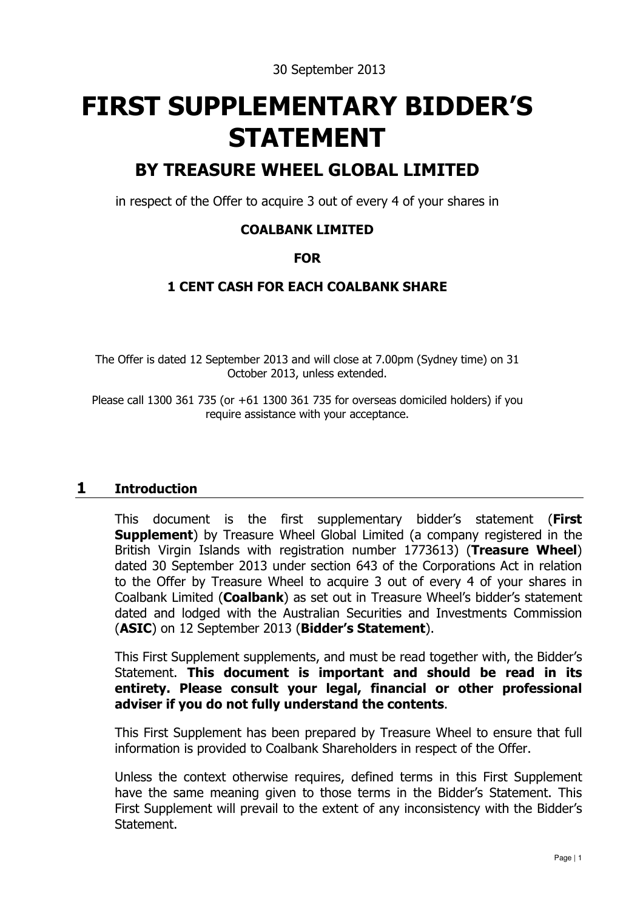30 September 2013

# FIRST SUPPLEMENTARY BIDDER'S STATEMENT

## BY TREASURE WHEEL GLOBAL LIMITED

in respect of the Offer to acquire 3 out of every 4 of your shares in

**COALBANK LIMITED**

**FOR**

**1 CENT CASH FOR EACH COALBANK SHARE**

The Offer is dated 12 September 2013 and will close at 7.00pm (Sydney time) on 31 October 2013, unless extended.

Please call 1300 361 735 (or +61 1300 361 735 for overseas domiciled holders) if you require assistance with your acceptance.

## 1 Introduction

This document is the first supplementary bidder's statement (**First Supplement**) by Treasure Wheel Global Limited (a company registered in the British Virgin Islands with registration number 1773613) (**Treasure Wheel**) dated 30 September 2013 under section 643 of the Corporations Act in relation to the Offer by Treasure Wheel to acquire 3 out of every 4 of your shares in Coalbank Limited (**Coalbank**) as set out in Treasure Wheel's bidder's statement dated and lodged with the Australian Securities and Investments Commission (**ASIC**) on 12 September 2013 (**Bidder's Statement**).

This First Supplement supplements, and must be read together with, the Bidder's Statement. **This document is important and should be read in its entirety. Please consult your legal, financial or other professional adviser if you do not fully understand the contents**.

This First Supplement has been prepared by Treasure Wheel to ensure that full information is provided to Coalbank Shareholders in respect of the Offer.

Unless the context otherwise requires, defined terms in this First Supplement have the same meaning given to those terms in the Bidder's Statement. This First Supplement will prevail to the extent of any inconsistency with the Bidder's Statement.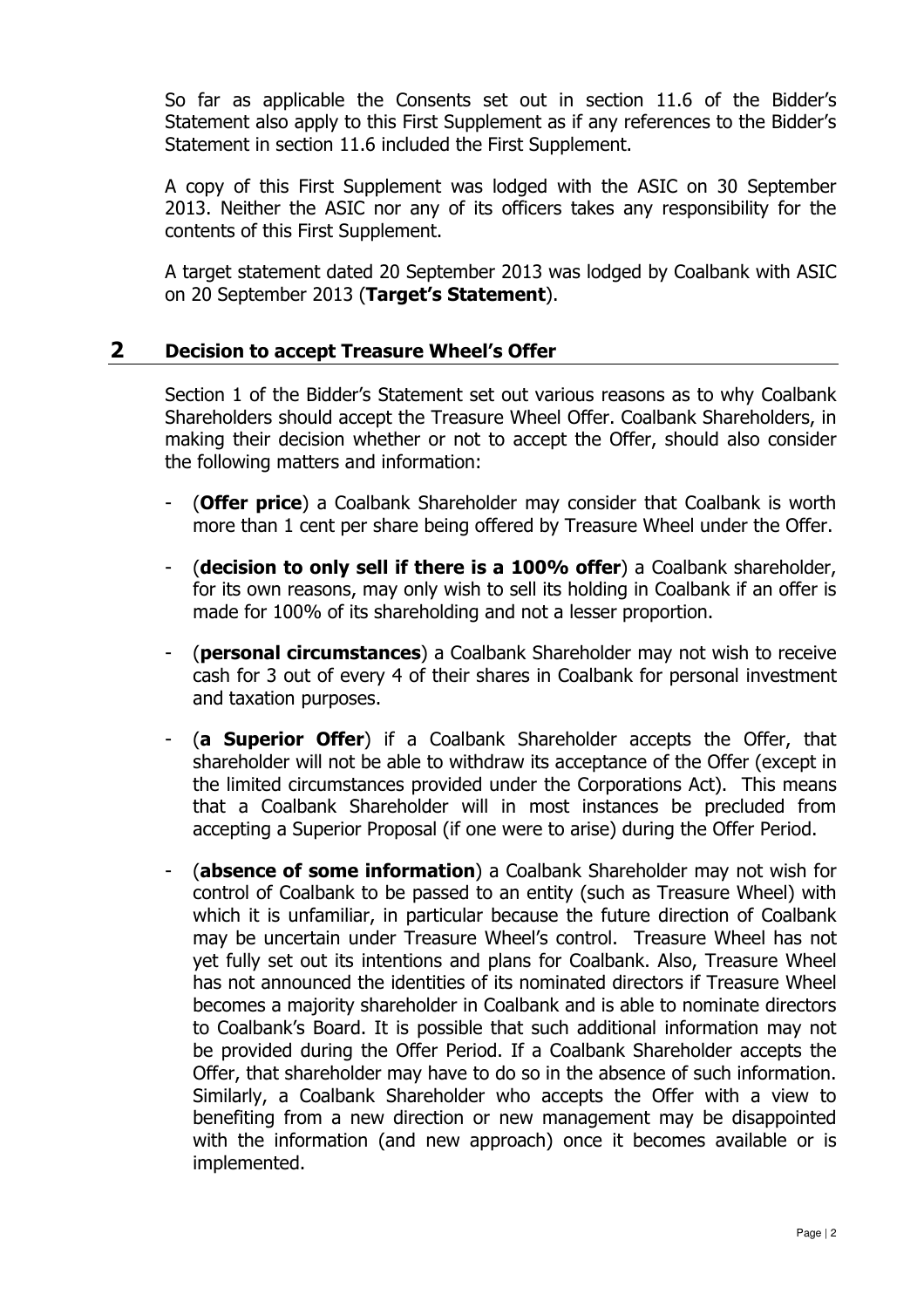So far as applicable the Consents set out in section 11.6 of the Bidder's Statement also apply to this First Supplement as if any references to the Bidder's Statement in section 11.6 included the First Supplement.

A copy of this First Supplement was lodged with the ASIC on 30 September 2013. Neither the ASIC nor any of its officers takes any responsibility for the contents of this First Supplement.

A target statement dated 20 September 2013 was lodged by Coalbank with ASIC on 20 September 2013 (**Target's Statement**).

## 2 Decision to accept Treasure Wheel's Offer

Section 1 of the Bidder's Statement set out various reasons as to why Coalbank Shareholders should accept the Treasure Wheel Offer. Coalbank Shareholders, in making their decision whether or not to accept the Offer, should also consider the following matters and information:

- (**Offer price**) a Coalbank Shareholder may consider that Coalbank is worth more than 1 cent per share being offered by Treasure Wheel under the Offer.
- (**decision to only sell if there is a 100% offer**) a Coalbank shareholder, for its own reasons, may only wish to sell its holding in Coalbank if an offer is made for 100% of its shareholding and not a lesser proportion.
- (**personal circumstances**) a Coalbank Shareholder may not wish to receive cash for 3 out of every 4 of their shares in Coalbank for personal investment and taxation purposes.
- (**a Superior Offer**) if a Coalbank Shareholder accepts the Offer, that shareholder will not be able to withdraw its acceptance of the Offer (except in the limited circumstances provided under the Corporations Act). This means that a Coalbank Shareholder will in most instances be precluded from accepting a Superior Proposal (if one were to arise) during the Offer Period.
- (**absence of some information**) a Coalbank Shareholder may not wish for control of Coalbank to be passed to an entity (such as Treasure Wheel) with which it is unfamiliar, in particular because the future direction of Coalbank may be uncertain under Treasure Wheel's control. Treasure Wheel has not yet fully set out its intentions and plans for Coalbank. Also, Treasure Wheel has not announced the identities of its nominated directors if Treasure Wheel becomes a majority shareholder in Coalbank and is able to nominate directors to Coalbank's Board. It is possible that such additional information may not be provided during the Offer Period. If a Coalbank Shareholder accepts the Offer, that shareholder may have to do so in the absence of such information. Similarly, a Coalbank Shareholder who accepts the Offer with a view to benefiting from a new direction or new management may be disappointed with the information (and new approach) once it becomes available or is implemented.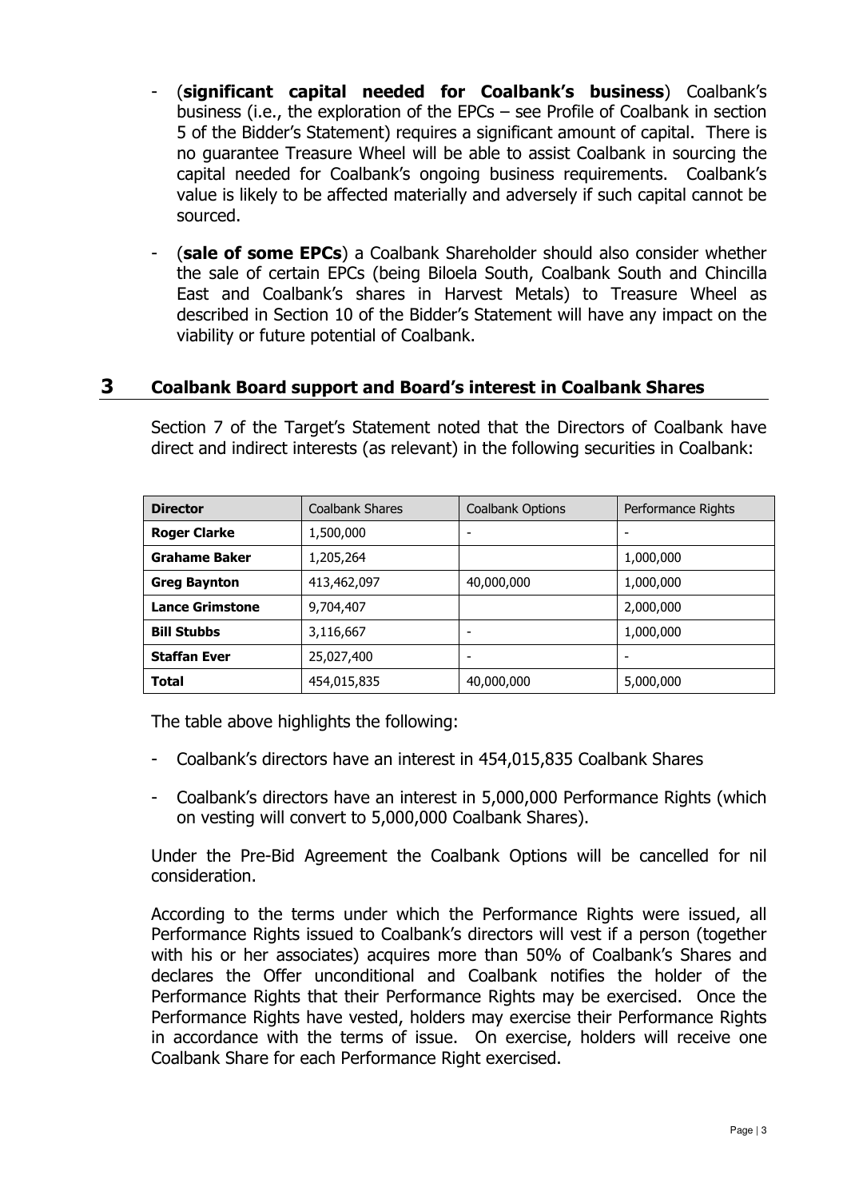- (**significant capital needed for Coalbank's business**) Coalbank's business (i.e., the exploration of the EPCs – see Profile of Coalbank in section 5 of the Bidder's Statement) requires a significant amount of capital. There is no guarantee Treasure Wheel will be able to assist Coalbank in sourcing the capital needed for Coalbank's ongoing business requirements. Coalbank's value is likely to be affected materially and adversely if such capital cannot be sourced.
- (**sale of some EPCs**) a Coalbank Shareholder should also consider whether the sale of certain EPCs (being Biloela South, Coalbank South and Chincilla East and Coalbank's shares in Harvest Metals) to Treasure Wheel as described in Section 10 of the Bidder's Statement will have any impact on the viability or future potential of Coalbank.

## 3 Coalbank Board support and Board's interest in Coalbank Shares

Section 7 of the Target's Statement noted that the Directors of Coalbank have direct and indirect interests (as relevant) in the following securities in Coalbank:

| **Director** | Coalbank Shares | Coalbank Options | Performance Rights |
|---|---|---|---|
| **Roger Clarke** | 1,500,000 | - | - |
| **Grahame Baker** | 1,205,264 | | 1,000,000 |
| **Greg Baynton** | 413,462,097 | 40,000,000 | 1,000,000 |
| **Lance Grimstone** | 9,704,407 | | 2,000,000 |
| **Bill Stubbs** | 3,116,667 | - | 1,000,000 |
| **Staffan Ever** | 25,027,400 | - | - |
| **Total** | 454,015,835 | 40,000,000 | 5,000,000 |

The table above highlights the following:

- Coalbank's directors have an interest in 454,015,835 Coalbank Shares
- Coalbank's directors have an interest in 5,000,000 Performance Rights (which on vesting will convert to 5,000,000 Coalbank Shares).

Under the Pre-Bid Agreement the Coalbank Options will be cancelled for nil consideration.

According to the terms under which the Performance Rights were issued, all Performance Rights issued to Coalbank's directors will vest if a person (together with his or her associates) acquires more than 50% of Coalbank's Shares and declares the Offer unconditional and Coalbank notifies the holder of the Performance Rights that their Performance Rights may be exercised. Once the Performance Rights have vested, holders may exercise their Performance Rights in accordance with the terms of issue. On exercise, holders will receive one Coalbank Share for each Performance Right exercised.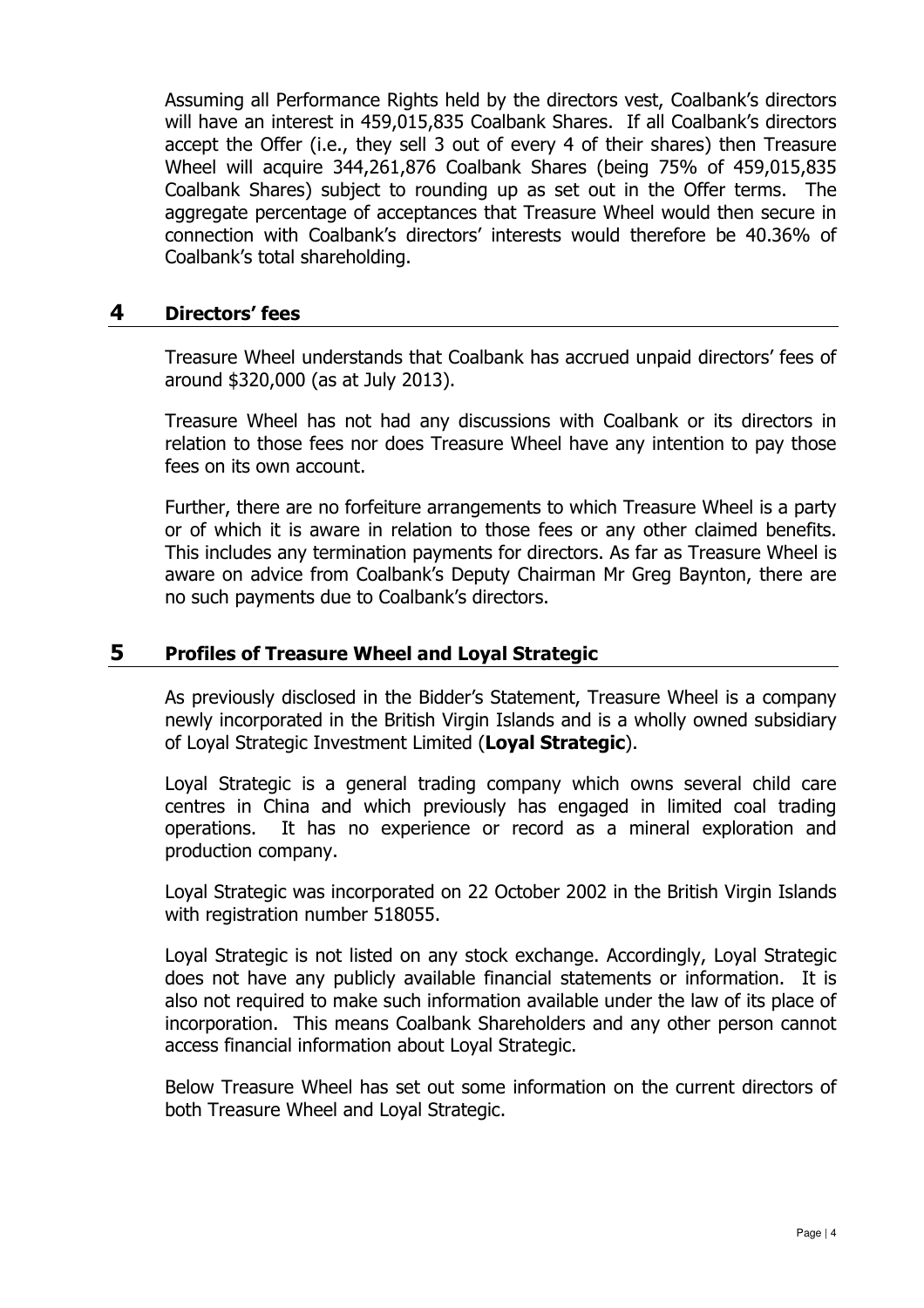Assuming all Performance Rights held by the directors vest, Coalbank's directors will have an interest in 459,015,835 Coalbank Shares. If all Coalbank's directors accept the Offer (i.e., they sell 3 out of every 4 of their shares) then Treasure Wheel will acquire 344,261,876 Coalbank Shares (being 75% of 459,015,835 Coalbank Shares) subject to rounding up as set out in the Offer terms. The aggregate percentage of acceptances that Treasure Wheel would then secure in connection with Coalbank's directors' interests would therefore be 40.36% of Coalbank's total shareholding.

## 4 Directors' fees

Treasure Wheel understands that Coalbank has accrued unpaid directors' fees of around $320,000 (as at July 2013).

Treasure Wheel has not had any discussions with Coalbank or its directors in relation to those fees nor does Treasure Wheel have any intention to pay those fees on its own account.

Further, there are no forfeiture arrangements to which Treasure Wheel is a party or of which it is aware in relation to those fees or any other claimed benefits. This includes any termination payments for directors. As far as Treasure Wheel is aware on advice from Coalbank's Deputy Chairman Mr Greg Baynton, there are no such payments due to Coalbank's directors.

## 5 Profiles of Treasure Wheel and Loyal Strategic

As previously disclosed in the Bidder's Statement, Treasure Wheel is a company newly incorporated in the British Virgin Islands and is a wholly owned subsidiary of Loyal Strategic Investment Limited (**Loyal Strategic**).

Loyal Strategic is a general trading company which owns several child care centres in China and which previously has engaged in limited coal trading operations. It has no experience or record as a mineral exploration and production company.

Loyal Strategic was incorporated on 22 October 2002 in the British Virgin Islands with registration number 518055.

Loyal Strategic is not listed on any stock exchange. Accordingly, Loyal Strategic does not have any publicly available financial statements or information. It is also not required to make such information available under the law of its place of incorporation. This means Coalbank Shareholders and any other person cannot access financial information about Loyal Strategic.

Below Treasure Wheel has set out some information on the current directors of both Treasure Wheel and Loyal Strategic.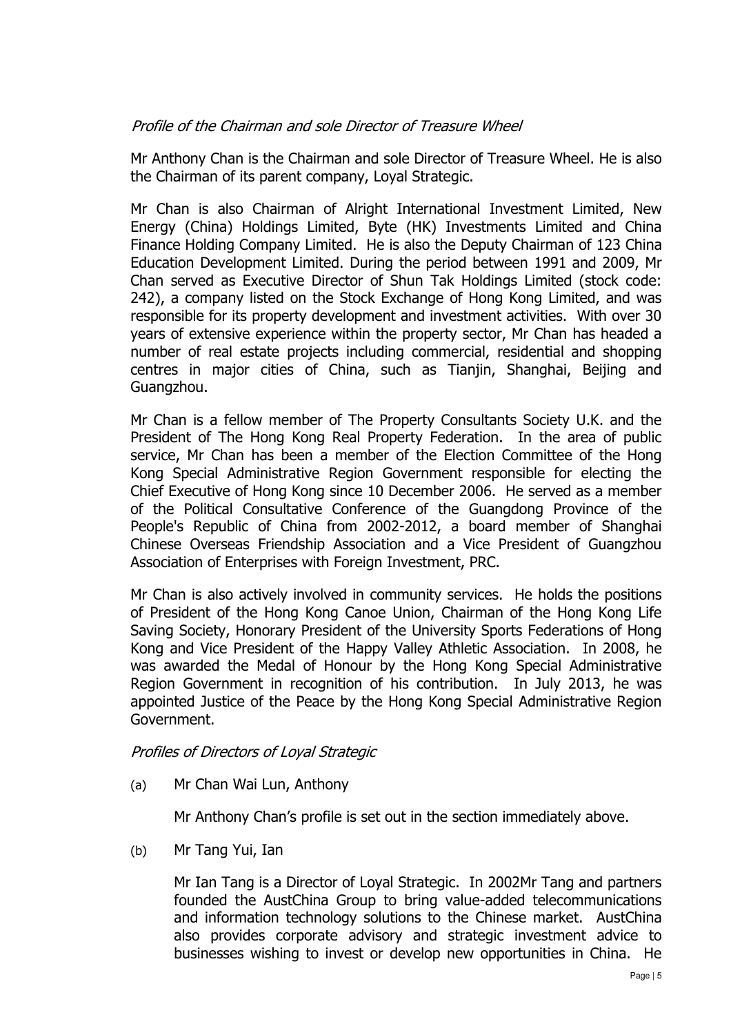*Profile of the Chairman and sole Director of Treasure Wheel*

Mr Anthony Chan is the Chairman and sole Director of Treasure Wheel. He is also the Chairman of its parent company, Loyal Strategic.

Mr Chan is also Chairman of Alright International Investment Limited, New Energy (China) Holdings Limited, Byte (HK) Investments Limited and China Finance Holding Company Limited. He is also the Deputy Chairman of 123 China Education Development Limited. During the period between 1991 and 2009, Mr Chan served as Executive Director of Shun Tak Holdings Limited (stock code: 242), a company listed on the Stock Exchange of Hong Kong Limited, and was responsible for its property development and investment activities. With over 30 years of extensive experience within the property sector, Mr Chan has headed a number of real estate projects including commercial, residential and shopping centres in major cities of China, such as Tianjin, Shanghai, Beijing and Guangzhou.

Mr Chan is a fellow member of The Property Consultants Society U.K. and the President of The Hong Kong Real Property Federation. In the area of public service, Mr Chan has been a member of the Election Committee of the Hong Kong Special Administrative Region Government responsible for electing the Chief Executive of Hong Kong since 10 December 2006. He served as a member of the Political Consultative Conference of the Guangdong Province of the People's Republic of China from 2002-2012, a board member of Shanghai Chinese Overseas Friendship Association and a Vice President of Guangzhou Association of Enterprises with Foreign Investment, PRC.

Mr Chan is also actively involved in community services. He holds the positions of President of the Hong Kong Canoe Union, Chairman of the Hong Kong Life Saving Society, Honorary President of the University Sports Federations of Hong Kong and Vice President of the Happy Valley Athletic Association. In 2008, he was awarded the Medal of Honour by the Hong Kong Special Administrative Region Government in recognition of his contribution. In July 2013, he was appointed Justice of the Peace by the Hong Kong Special Administrative Region Government.

*Profiles of Directors of Loyal Strategic*

(a) Mr Chan Wai Lun, Anthony

Mr Anthony Chan's profile is set out in the section immediately above.

(b) Mr Tang Yui, Ian

Mr Ian Tang is a Director of Loyal Strategic. In 2002Mr Tang and partners founded the AustChina Group to bring value-added telecommunications and information technology solutions to the Chinese market. AustChina also provides corporate advisory and strategic investment advice to businesses wishing to invest or develop new opportunities in China. He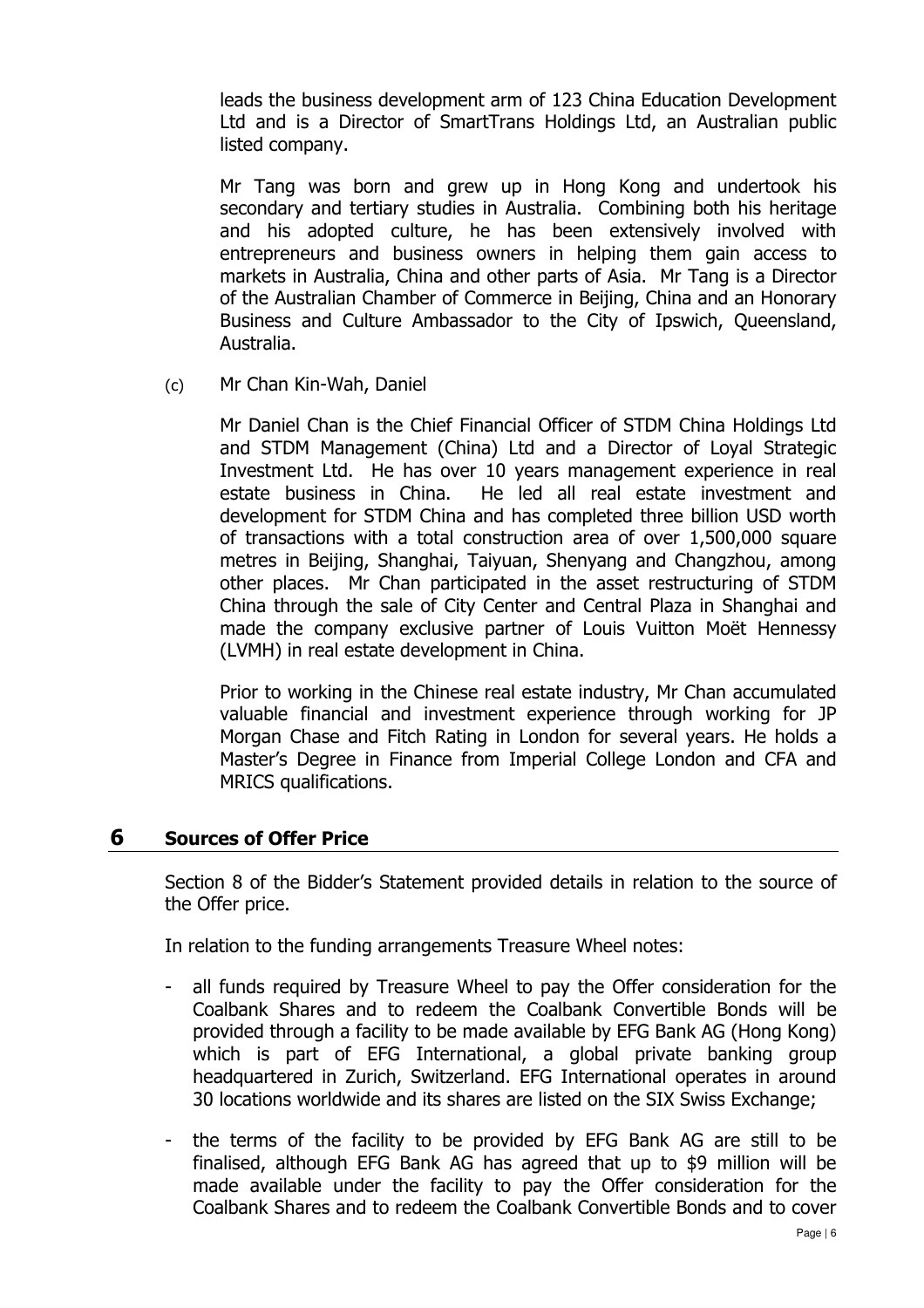leads the business development arm of 123 China Education Development Ltd and is a Director of SmartTrans Holdings Ltd, an Australian public listed company.

Mr Tang was born and grew up in Hong Kong and undertook his secondary and tertiary studies in Australia. Combining both his heritage and his adopted culture, he has been extensively involved with entrepreneurs and business owners in helping them gain access to markets in Australia, China and other parts of Asia. Mr Tang is a Director of the Australian Chamber of Commerce in Beijing, China and an Honorary Business and Culture Ambassador to the City of Ipswich, Queensland, Australia.

(c) Mr Chan Kin-Wah, Daniel

Mr Daniel Chan is the Chief Financial Officer of STDM China Holdings Ltd and STDM Management (China) Ltd and a Director of Loyal Strategic Investment Ltd. He has over 10 years management experience in real estate business in China. He led all real estate investment and development for STDM China and has completed three billion USD worth of transactions with a total construction area of over 1,500,000 square metres in Beijing, Shanghai, Taiyuan, Shenyang and Changzhou, among other places. Mr Chan participated in the asset restructuring of STDM China through the sale of City Center and Central Plaza in Shanghai and made the company exclusive partner of Louis Vuitton Moët Hennessy (LVMH) in real estate development in China.

Prior to working in the Chinese real estate industry, Mr Chan accumulated valuable financial and investment experience through working for JP Morgan Chase and Fitch Rating in London for several years. He holds a Master's Degree in Finance from Imperial College London and CFA and MRICS qualifications.

## 6 Sources of Offer Price

Section 8 of the Bidder's Statement provided details in relation to the source of the Offer price.

In relation to the funding arrangements Treasure Wheel notes:

- all funds required by Treasure Wheel to pay the Offer consideration for the Coalbank Shares and to redeem the Coalbank Convertible Bonds will be provided through a facility to be made available by EFG Bank AG (Hong Kong) which is part of EFG International, a global private banking group headquartered in Zurich, Switzerland. EFG International operates in around 30 locations worldwide and its shares are listed on the SIX Swiss Exchange;
- the terms of the facility to be provided by EFG Bank AG are still to be finalised, although EFG Bank AG has agreed that up to $9 million will be made available under the facility to pay the Offer consideration for the Coalbank Shares and to redeem the Coalbank Convertible Bonds and to cover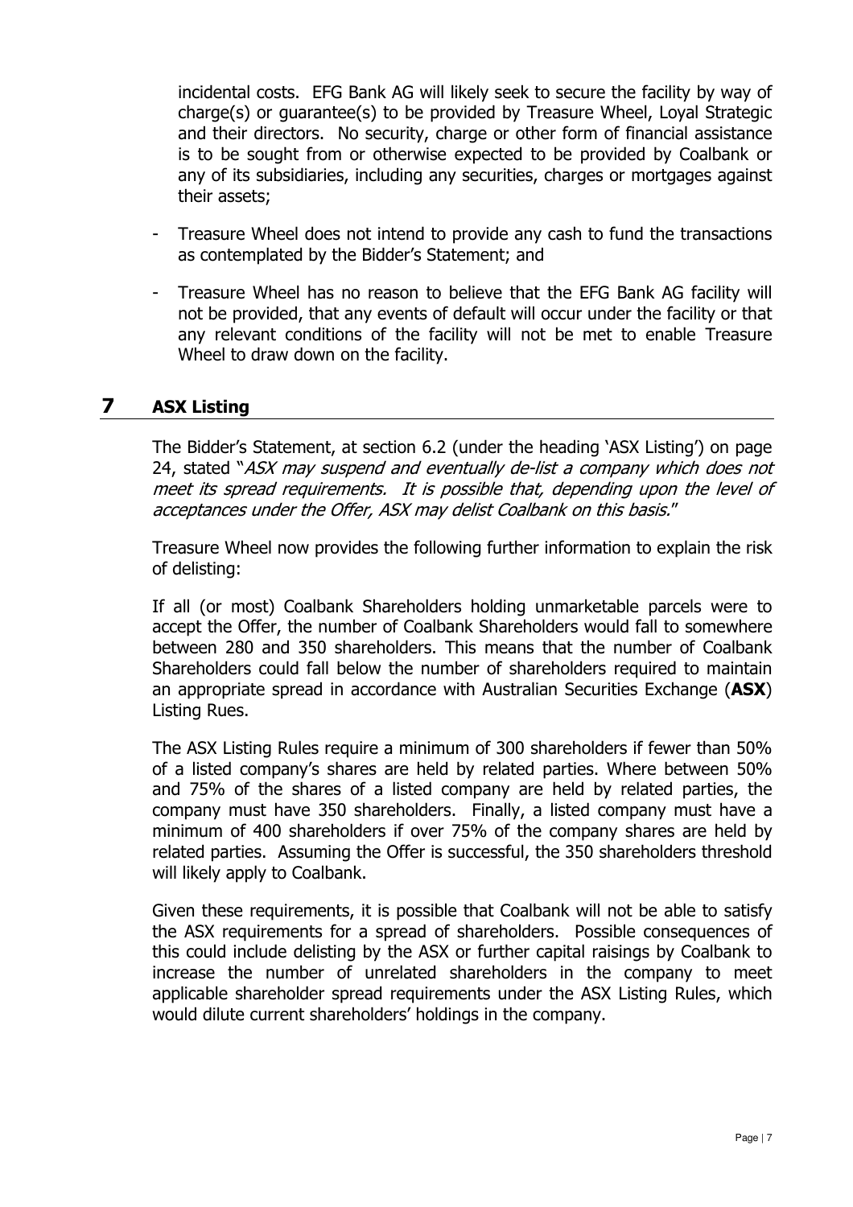incidental costs. EFG Bank AG will likely seek to secure the facility by way of charge(s) or guarantee(s) to be provided by Treasure Wheel, Loyal Strategic and their directors. No security, charge or other form of financial assistance is to be sought from or otherwise expected to be provided by Coalbank or any of its subsidiaries, including any securities, charges or mortgages against their assets;

- Treasure Wheel does not intend to provide any cash to fund the transactions as contemplated by the Bidder's Statement; and
- Treasure Wheel has no reason to believe that the EFG Bank AG facility will not be provided, that any events of default will occur under the facility or that any relevant conditions of the facility will not be met to enable Treasure Wheel to draw down on the facility.

## 7 ASX Listing

The Bidder's Statement, at section 6.2 (under the heading 'ASX Listing') on page 24, stated "*ASX may suspend and eventually de-list a company which does not meet its spread requirements. It is possible that, depending upon the level of acceptances under the Offer, ASX may delist Coalbank on this basis.*"

Treasure Wheel now provides the following further information to explain the risk of delisting:

If all (or most) Coalbank Shareholders holding unmarketable parcels were to accept the Offer, the number of Coalbank Shareholders would fall to somewhere between 280 and 350 shareholders. This means that the number of Coalbank Shareholders could fall below the number of shareholders required to maintain an appropriate spread in accordance with Australian Securities Exchange (**ASX**) Listing Rues.

The ASX Listing Rules require a minimum of 300 shareholders if fewer than 50% of a listed company's shares are held by related parties. Where between 50% and 75% of the shares of a listed company are held by related parties, the company must have 350 shareholders. Finally, a listed company must have a minimum of 400 shareholders if over 75% of the company shares are held by related parties. Assuming the Offer is successful, the 350 shareholders threshold will likely apply to Coalbank.

Given these requirements, it is possible that Coalbank will not be able to satisfy the ASX requirements for a spread of shareholders. Possible consequences of this could include delisting by the ASX or further capital raisings by Coalbank to increase the number of unrelated shareholders in the company to meet applicable shareholder spread requirements under the ASX Listing Rules, which would dilute current shareholders' holdings in the company.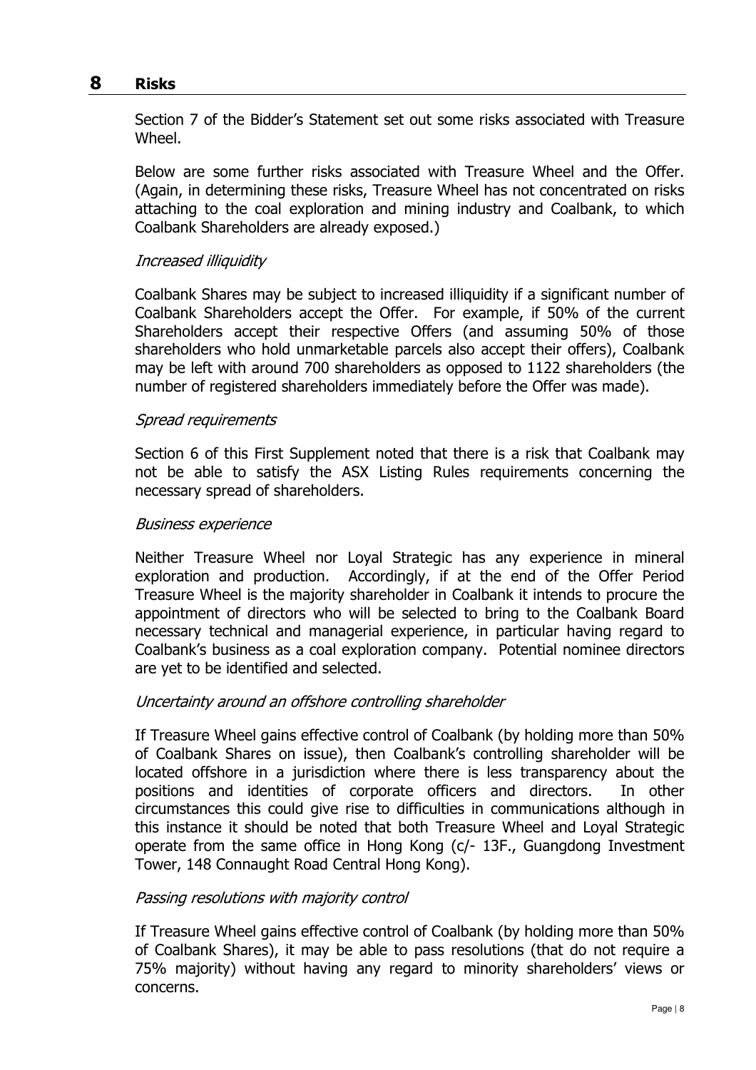# 8 Risks

Section 7 of the Bidder's Statement set out some risks associated with Treasure Wheel.

Below are some further risks associated with Treasure Wheel and the Offer. (Again, in determining these risks, Treasure Wheel has not concentrated on risks attaching to the coal exploration and mining industry and Coalbank, to which Coalbank Shareholders are already exposed.)

*Increased illiquidity*

Coalbank Shares may be subject to increased illiquidity if a significant number of Coalbank Shareholders accept the Offer. For example, if 50% of the current Shareholders accept their respective Offers (and assuming 50% of those shareholders who hold unmarketable parcels also accept their offers), Coalbank may be left with around 700 shareholders as opposed to 1122 shareholders (the number of registered shareholders immediately before the Offer was made).

*Spread requirements*

Section 6 of this First Supplement noted that there is a risk that Coalbank may not be able to satisfy the ASX Listing Rules requirements concerning the necessary spread of shareholders.

*Business experience*

Neither Treasure Wheel nor Loyal Strategic has any experience in mineral exploration and production. Accordingly, if at the end of the Offer Period Treasure Wheel is the majority shareholder in Coalbank it intends to procure the appointment of directors who will be selected to bring to the Coalbank Board necessary technical and managerial experience, in particular having regard to Coalbank's business as a coal exploration company. Potential nominee directors are yet to be identified and selected.

*Uncertainty around an offshore controlling shareholder*

If Treasure Wheel gains effective control of Coalbank (by holding more than 50% of Coalbank Shares on issue), then Coalbank's controlling shareholder will be located offshore in a jurisdiction where there is less transparency about the positions and identities of corporate officers and directors. In other circumstances this could give rise to difficulties in communications although in this instance it should be noted that both Treasure Wheel and Loyal Strategic operate from the same office in Hong Kong (c/- 13F., Guangdong Investment Tower, 148 Connaught Road Central Hong Kong).

*Passing resolutions with majority control*

If Treasure Wheel gains effective control of Coalbank (by holding more than 50% of Coalbank Shares), it may be able to pass resolutions (that do not require a 75% majority) without having any regard to minority shareholders' views or concerns.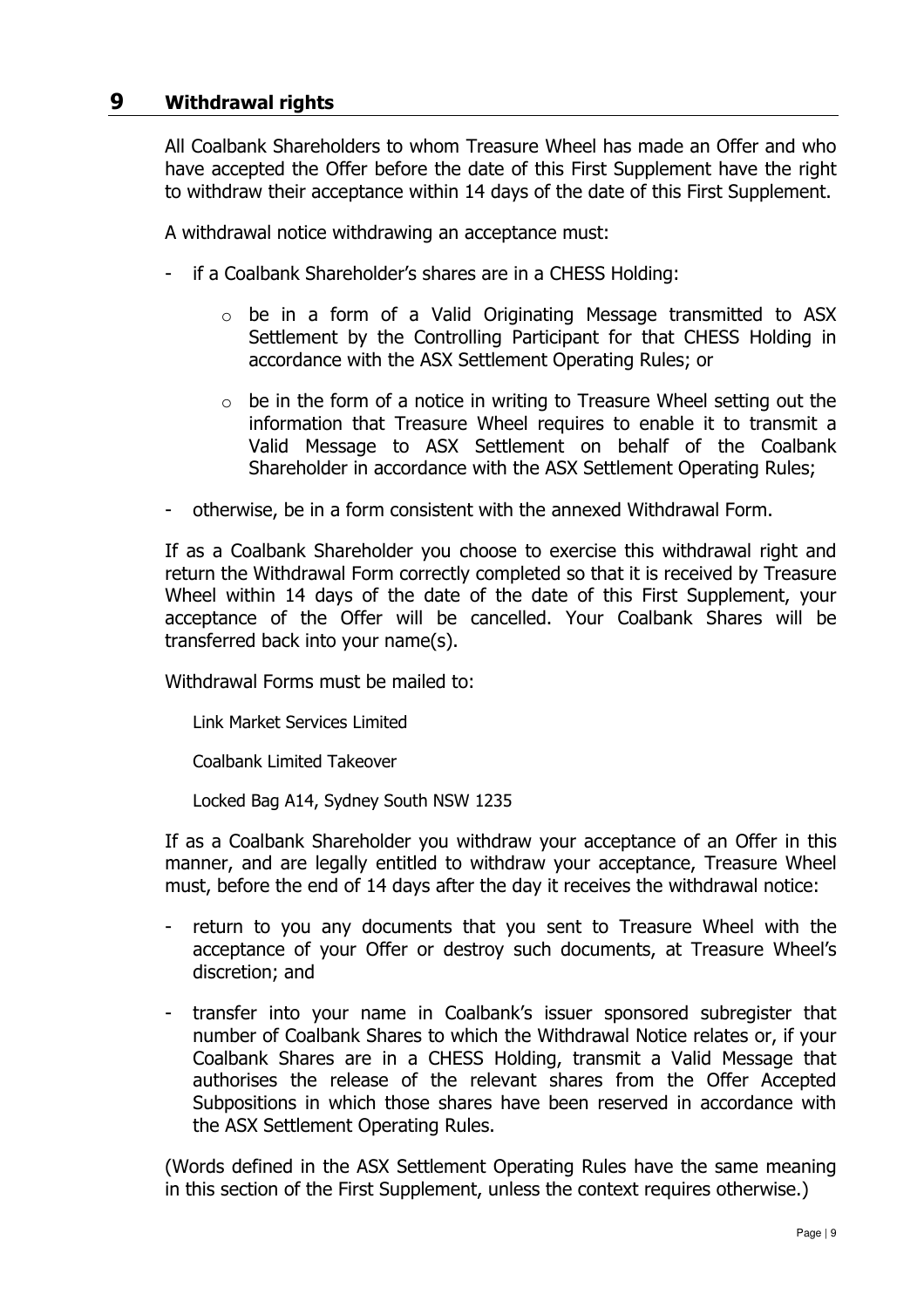## 9 Withdrawal rights

All Coalbank Shareholders to whom Treasure Wheel has made an Offer and who have accepted the Offer before the date of this First Supplement have the right to withdraw their acceptance within 14 days of the date of this First Supplement.

A withdrawal notice withdrawing an acceptance must:

- if a Coalbank Shareholder's shares are in a CHESS Holding:
  - be in a form of a Valid Originating Message transmitted to ASX Settlement by the Controlling Participant for that CHESS Holding in accordance with the ASX Settlement Operating Rules; or
  - be in the form of a notice in writing to Treasure Wheel setting out the information that Treasure Wheel requires to enable it to transmit a Valid Message to ASX Settlement on behalf of the Coalbank Shareholder in accordance with the ASX Settlement Operating Rules;
- otherwise, be in a form consistent with the annexed Withdrawal Form.

If as a Coalbank Shareholder you choose to exercise this withdrawal right and return the Withdrawal Form correctly completed so that it is received by Treasure Wheel within 14 days of the date of the date of this First Supplement, your acceptance of the Offer will be cancelled. Your Coalbank Shares will be transferred back into your name(s).

Withdrawal Forms must be mailed to:

Link Market Services Limited

Coalbank Limited Takeover

Locked Bag A14, Sydney South NSW 1235

If as a Coalbank Shareholder you withdraw your acceptance of an Offer in this manner, and are legally entitled to withdraw your acceptance, Treasure Wheel must, before the end of 14 days after the day it receives the withdrawal notice:

- return to you any documents that you sent to Treasure Wheel with the acceptance of your Offer or destroy such documents, at Treasure Wheel's discretion; and
- transfer into your name in Coalbank's issuer sponsored subregister that number of Coalbank Shares to which the Withdrawal Notice relates or, if your Coalbank Shares are in a CHESS Holding, transmit a Valid Message that authorises the release of the relevant shares from the Offer Accepted Subpositions in which those shares have been reserved in accordance with the ASX Settlement Operating Rules.

(Words defined in the ASX Settlement Operating Rules have the same meaning in this section of the First Supplement, unless the context requires otherwise.)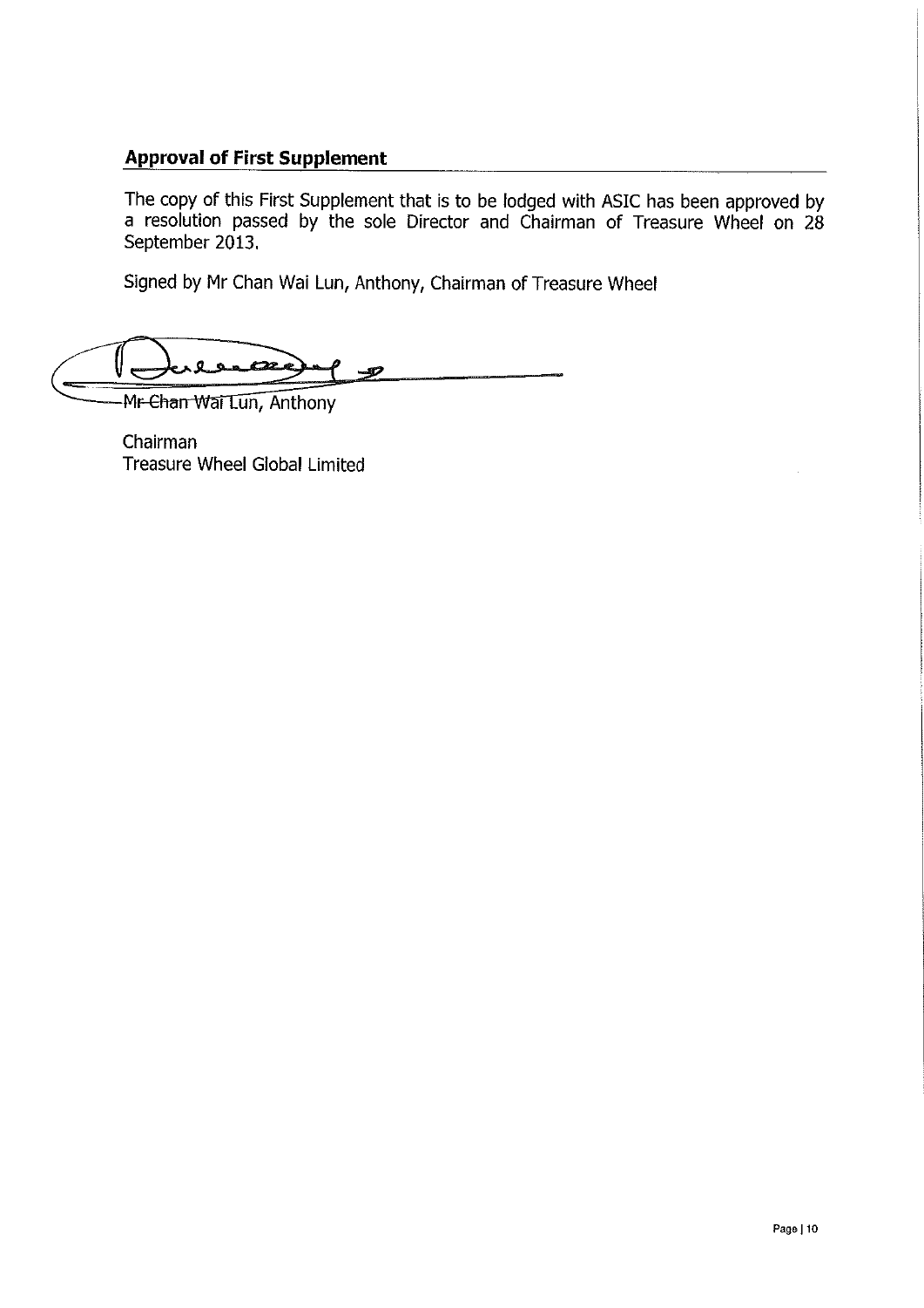## Approval of First Supplement

The copy of this First Supplement that is to be lodged with ASIC has been approved by a resolution passed by the sole Director and Chairman of Treasure Wheel on 28 September 2013.

Signed by Mr Chan Wai Lun, Anthony, Chairman of Treasure Wheel

Mr Chan Wai Lun, Anthony

Chairman
Treasure Wheel Global Limited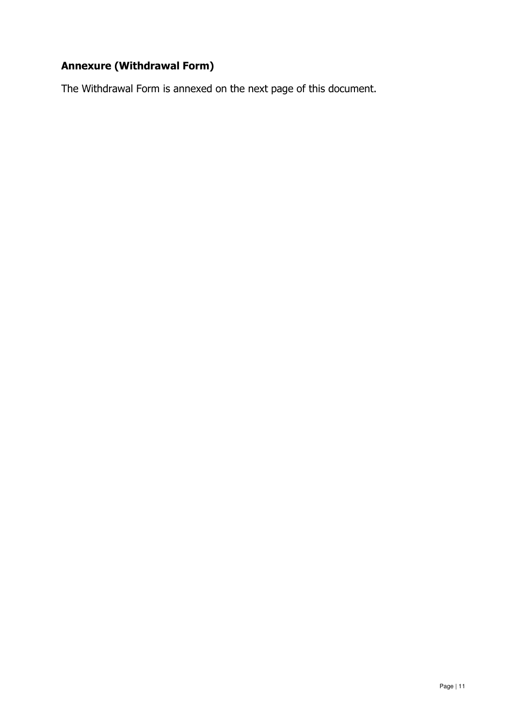## Annexure (Withdrawal Form)

The Withdrawal Form is annexed on the next page of this document.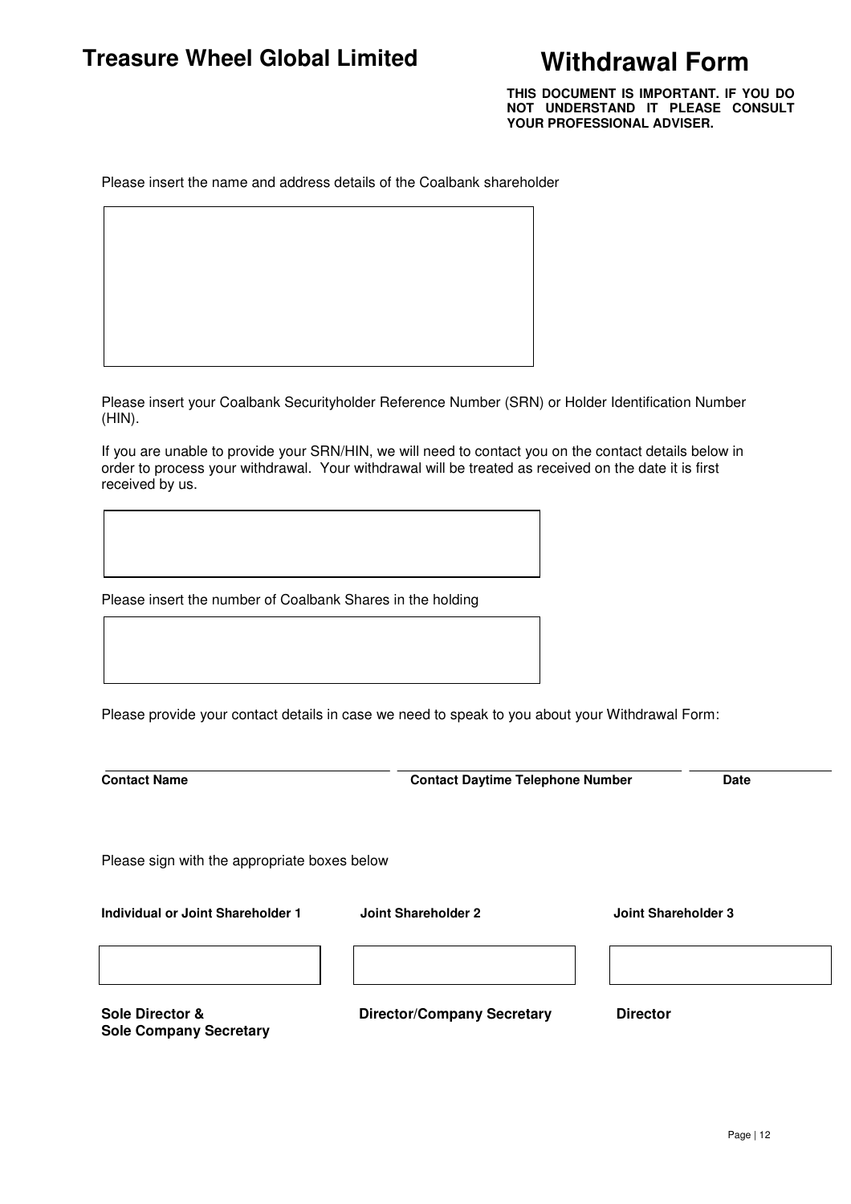# Treasure Wheel Global Limited

# Withdrawal Form

**THIS DOCUMENT IS IMPORTANT. IF YOU DO NOT UNDERSTAND IT PLEASE CONSULT YOUR PROFESSIONAL ADVISER.**

Please insert the name and address details of the Coalbank shareholder

| |
|---|
| |

Please insert your Coalbank Securityholder Reference Number (SRN) or Holder Identification Number (HIN).

If you are unable to provide your SRN/HIN, we will need to contact you on the contact details below in order to process your withdrawal. Your withdrawal will be treated as received on the date it is first received by us.

| |
|---|
| |

Please insert the number of Coalbank Shares in the holding

| |
|---|
| |

Please provide your contact details in case we need to speak to you about your Withdrawal Form:

| | | |
|---|---|---|
| | | |
| **Contact Name** | **Contact Daytime Telephone Number** | **Date** |

Please sign with the appropriate boxes below

| **Individual or Joint Shareholder 1** | **Joint Shareholder 2** | **Joint Shareholder 3** |
|---|---|---|
| | | |
| **Sole Director & Sole Company Secretary** | **Director/Company Secretary** | **Director** |